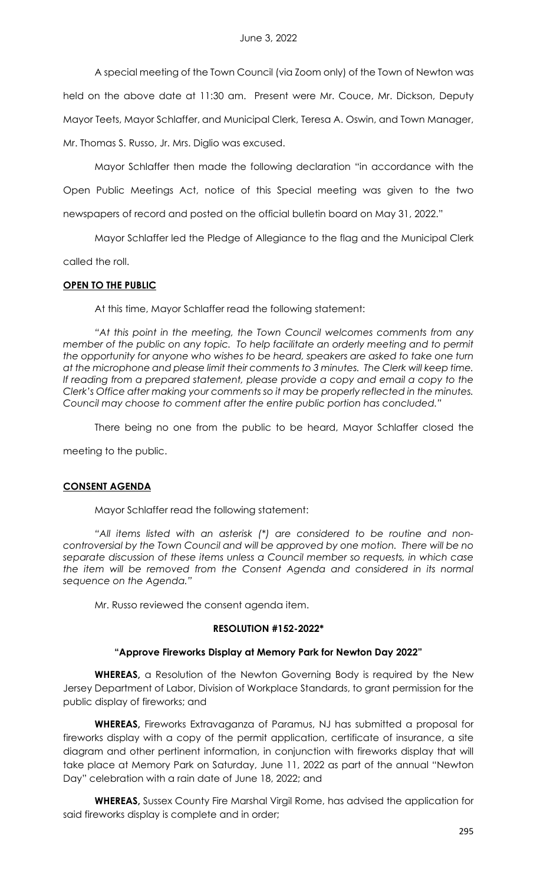June 3, 2022

A special meeting of the Town Council (via Zoom only) of the Town of Newton was held on the above date at 11:30 am. Present were Mr. Couce, Mr. Dickson, Deputy Mayor Teets, Mayor Schlaffer, and Municipal Clerk, Teresa A. Oswin, and Town Manager, Mr. Thomas S. Russo, Jr. Mrs. Diglio was excused.

Mayor Schlaffer then made the following declaration "in accordance with the Open Public Meetings Act, notice of this Special meeting was given to the two newspapers of record and posted on the official bulletin board on May 31, 2022."

Mayor Schlaffer led the Pledge of Allegiance to the flag and the Municipal Clerk called the roll.

## OPEN TO THE PUBLIC

At this time, Mayor Schlaffer read the following statement:

*"At this point in the meeting, the Town Council welcomes comments from any member of the public on any topic. To help facilitate an orderly meeting and to permit the opportunity for anyone who wishes to be heard, speakers are asked to take one turn at the microphone and please limit their comments to 3 minutes. The Clerk will keep time. If reading from a prepared statement, please provide a copy and email a copy to the Clerk's Office after making your comments so it may be properly reflected in the minutes. Council may choose to comment after the entire public portion has concluded."*

There being no one from the public to be heard, Mayor Schlaffer closed the meeting to the public.

## CONSENT AGENDA

Mayor Schlaffer read the following statement:

*"All items listed with an asterisk (*) are considered to be routine and non-controversial by the Town Council and will be approved by one motion. There will be no separate discussion of these items unless a Council member so requests, in which case the item will be removed from the Consent Agenda and considered in its normal sequence on the Agenda."*

Mr. Russo reviewed the consent agenda item.

### RESOLUTION #152-2022*

### "Approve Fireworks Display at Memory Park for Newton Day 2022"

**WHEREAS,** a Resolution of the Newton Governing Body is required by the New Jersey Department of Labor, Division of Workplace Standards, to grant permission for the public display of fireworks; and

**WHEREAS,** Fireworks Extravaganza of Paramus, NJ has submitted a proposal for fireworks display with a copy of the permit application, certificate of insurance, a site diagram and other pertinent information, in conjunction with fireworks display that will take place at Memory Park on Saturday, June 11, 2022 as part of the annual "Newton Day" celebration with a rain date of June 18, 2022; and

**WHEREAS,** Sussex County Fire Marshal Virgil Rome, has advised the application for said fireworks display is complete and in order;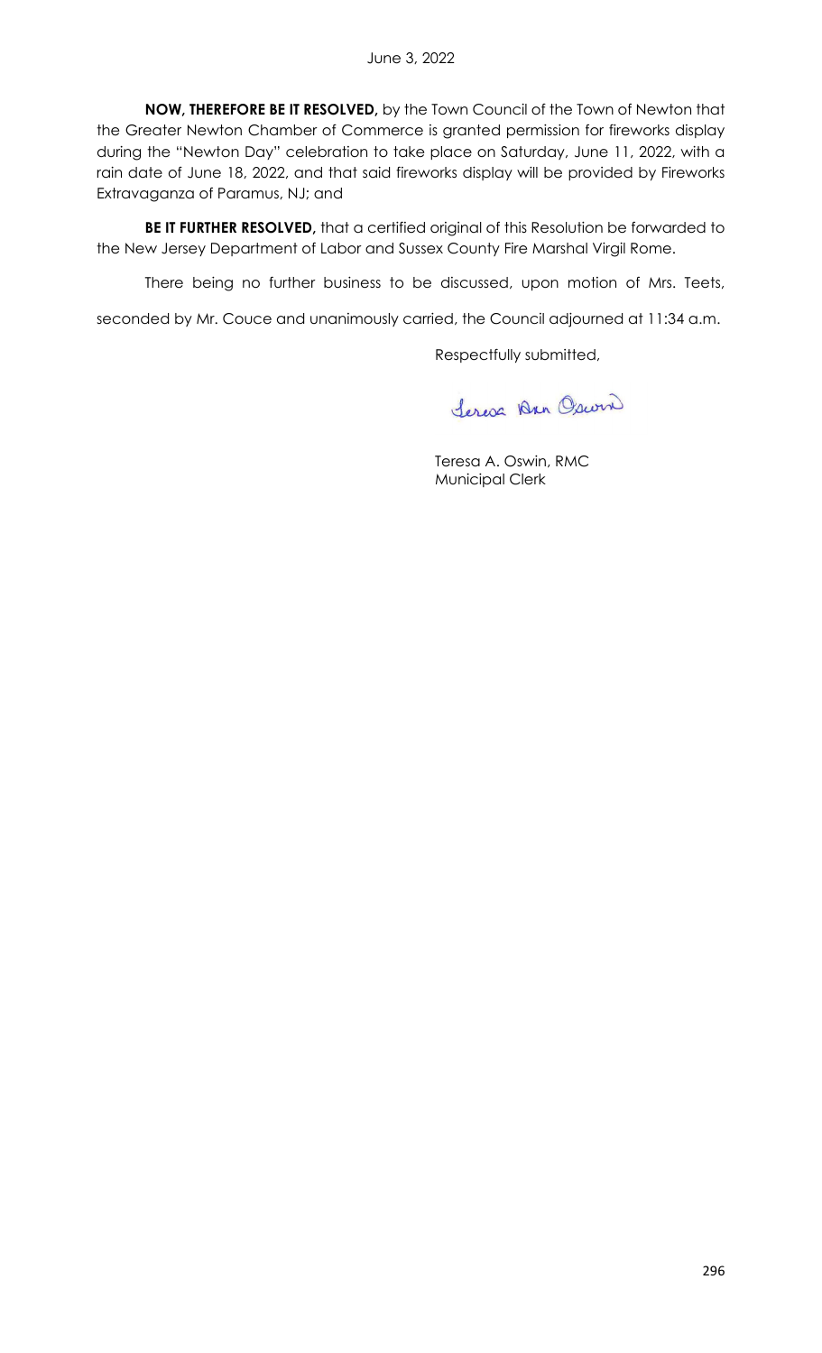**NOW, THEREFORE BE IT RESOLVED,** by the Town Council of the Town of Newton that the Greater Newton Chamber of Commerce is granted permission for fireworks display during the "Newton Day" celebration to take place on Saturday, June 11, 2022, with a rain date of June 18, 2022, and that said fireworks display will be provided by Fireworks Extravaganza of Paramus, NJ; and

**BE IT FURTHER RESOLVED,** that a certified original of this Resolution be forwarded to the New Jersey Department of Labor and Sussex County Fire Marshal Virgil Rome.

There being no further business to be discussed, upon motion of Mrs. Teets, seconded by Mr. Couce and unanimously carried, the Council adjourned at 11:34 a.m.

Respectfully submitted,

Teresa Ann Oswin

Teresa A. Oswin, RMC
Municipal Clerk